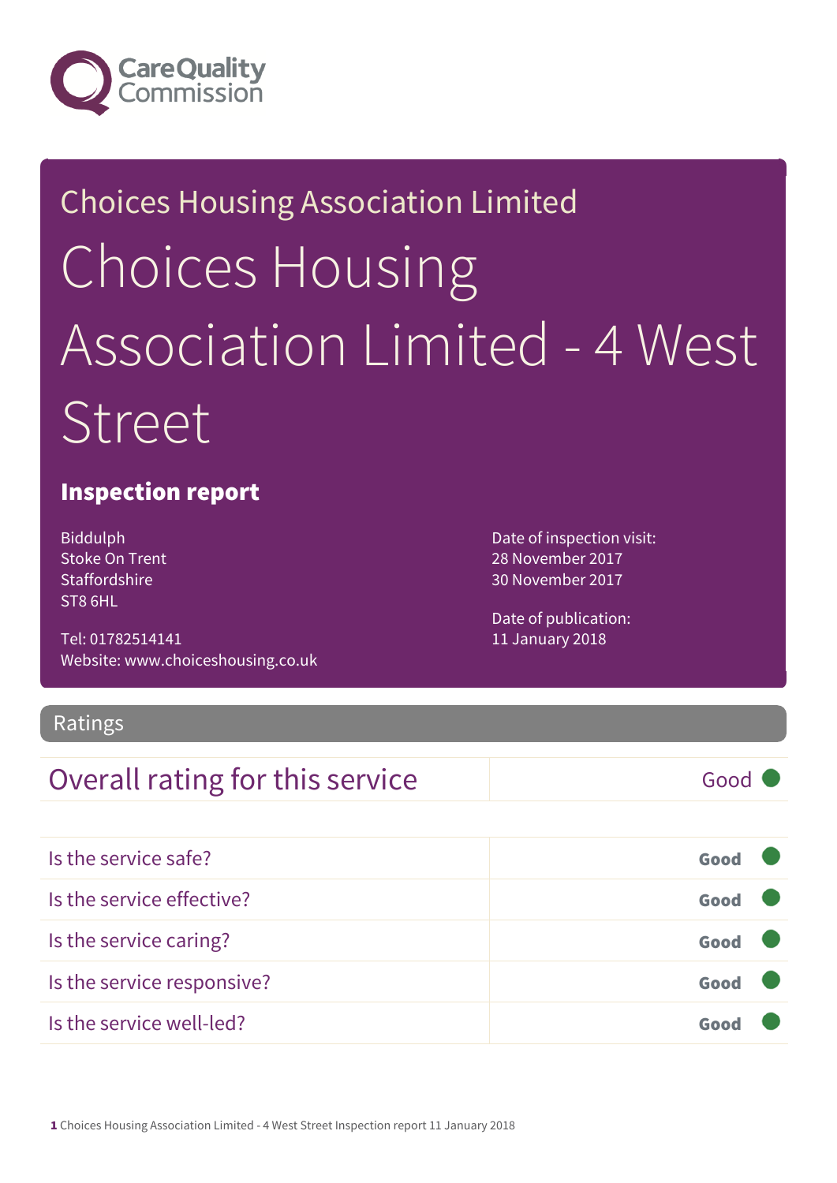Care Quality Commission

Choices Housing Association Limited

# Choices Housing Association Limited - 4 West Street

## Inspection report

Biddulph
Stoke On Trent
Staffordshire
ST8 6HL

Tel: 01782514141
Website: www.choiceshousing.co.uk

Date of inspection visit:
28 November 2017
30 November 2017

Date of publication:
11 January 2018

## Ratings

| Overall rating for this service | Good |
| --- | --- |

| | |
| --- | --- |
| Is the service safe? | Good |
| Is the service effective? | Good |
| Is the service caring? | Good |
| Is the service responsive? | Good |
| Is the service well-led? | Good |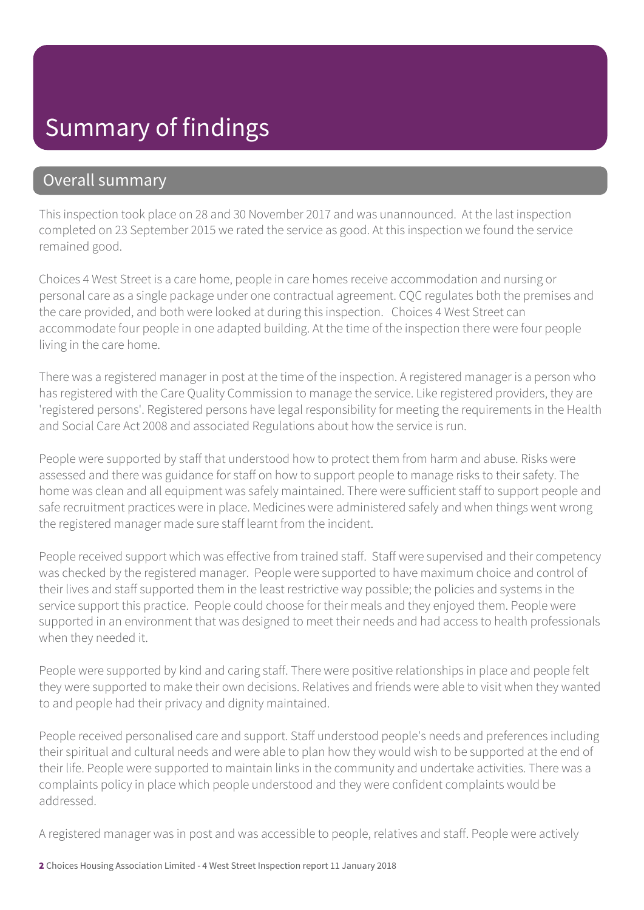# Summary of findings

## Overall summary

This inspection took place on 28 and 30 November 2017 and was unannounced. At the last inspection completed on 23 September 2015 we rated the service as good. At this inspection we found the service remained good.

Choices 4 West Street is a care home, people in care homes receive accommodation and nursing or personal care as a single package under one contractual agreement. CQC regulates both the premises and the care provided, and both were looked at during this inspection. Choices 4 West Street can accommodate four people in one adapted building. At the time of the inspection there were four people living in the care home.

There was a registered manager in post at the time of the inspection. A registered manager is a person who has registered with the Care Quality Commission to manage the service. Like registered providers, they are 'registered persons'. Registered persons have legal responsibility for meeting the requirements in the Health and Social Care Act 2008 and associated Regulations about how the service is run.

People were supported by staff that understood how to protect them from harm and abuse. Risks were assessed and there was guidance for staff on how to support people to manage risks to their safety. The home was clean and all equipment was safely maintained. There were sufficient staff to support people and safe recruitment practices were in place. Medicines were administered safely and when things went wrong the registered manager made sure staff learnt from the incident.

People received support which was effective from trained staff. Staff were supervised and their competency was checked by the registered manager. People were supported to have maximum choice and control of their lives and staff supported them in the least restrictive way possible; the policies and systems in the service support this practice. People could choose for their meals and they enjoyed them. People were supported in an environment that was designed to meet their needs and had access to health professionals when they needed it.

People were supported by kind and caring staff. There were positive relationships in place and people felt they were supported to make their own decisions. Relatives and friends were able to visit when they wanted to and people had their privacy and dignity maintained.

People received personalised care and support. Staff understood people's needs and preferences including their spiritual and cultural needs and were able to plan how they would wish to be supported at the end of their life. People were supported to maintain links in the community and undertake activities. There was a complaints policy in place which people understood and they were confident complaints would be addressed.

A registered manager was in post and was accessible to people, relatives and staff. People were actively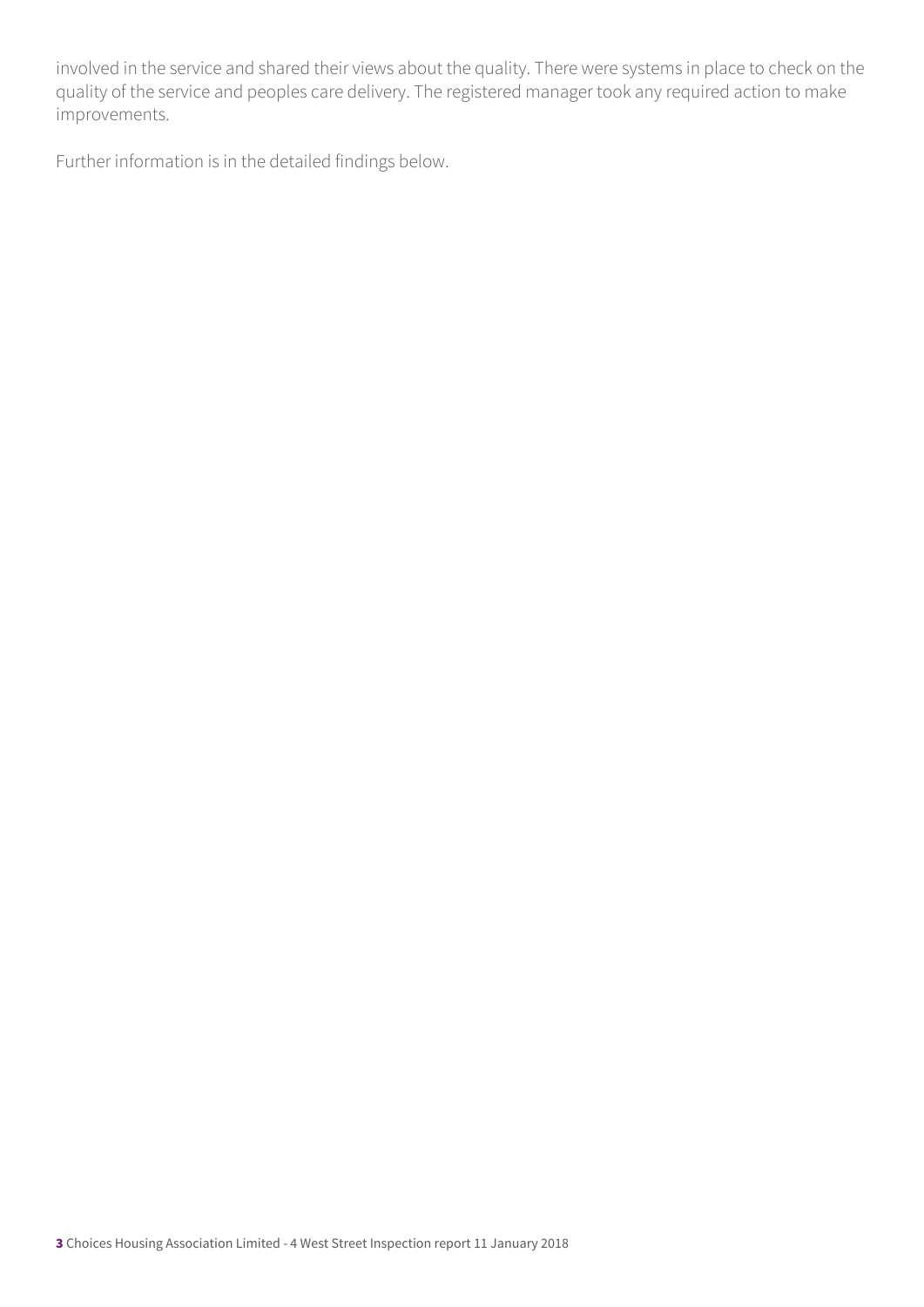involved in the service and shared their views about the quality. There were systems in place to check on the quality of the service and peoples care delivery. The registered manager took any required action to make improvements.

Further information is in the detailed findings below.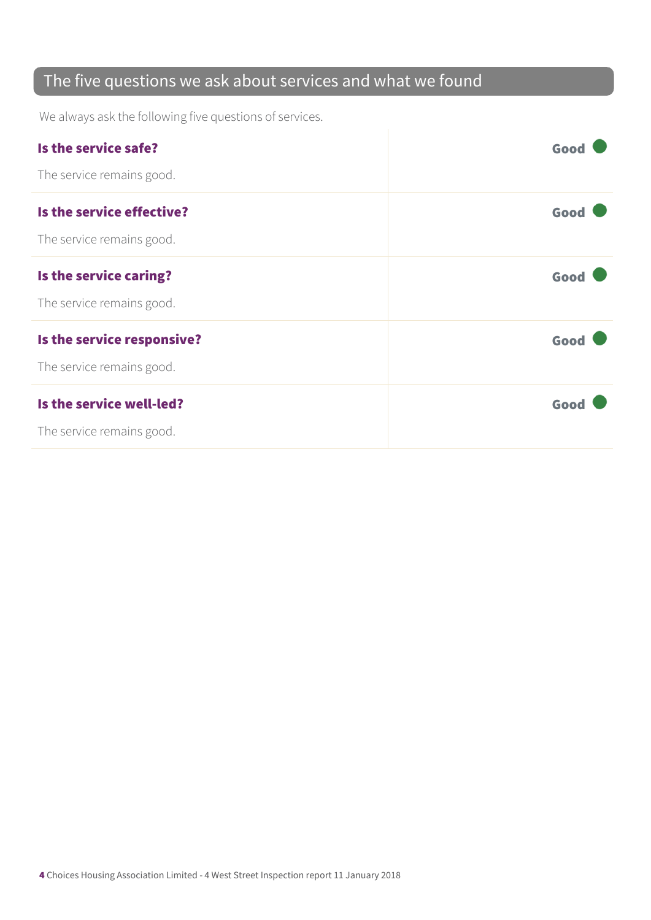## The five questions we ask about services and what we found

We always ask the following five questions of services.

| | |
|---|---|
| **Is the service safe?**<br>The service remains good. | Good |
| **Is the service effective?**<br>The service remains good. | Good |
| **Is the service caring?**<br>The service remains good. | Good |
| **Is the service responsive?**<br>The service remains good. | Good |
| **Is the service well-led?**<br>The service remains good. | Good |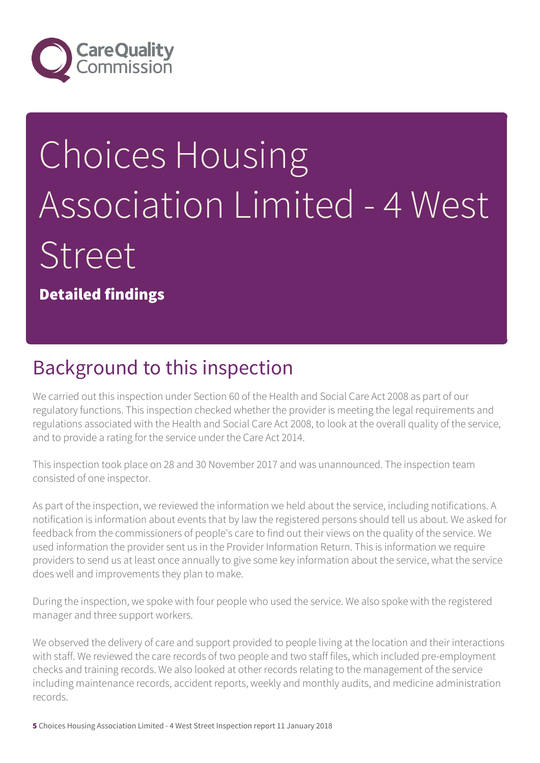# Choices Housing Association Limited - 4 West Street

**Detailed findings**

## Background to this inspection

We carried out this inspection under Section 60 of the Health and Social Care Act 2008 as part of our regulatory functions. This inspection checked whether the provider is meeting the legal requirements and regulations associated with the Health and Social Care Act 2008, to look at the overall quality of the service, and to provide a rating for the service under the Care Act 2014.

This inspection took place on 28 and 30 November 2017 and was unannounced. The inspection team consisted of one inspector.

As part of the inspection, we reviewed the information we held about the service, including notifications. A notification is information about events that by law the registered persons should tell us about. We asked for feedback from the commissioners of people's care to find out their views on the quality of the service. We used information the provider sent us in the Provider Information Return. This is information we require providers to send us at least once annually to give some key information about the service, what the service does well and improvements they plan to make.

During the inspection, we spoke with four people who used the service. We also spoke with the registered manager and three support workers.

We observed the delivery of care and support provided to people living at the location and their interactions with staff. We reviewed the care records of two people and two staff files, which included pre-employment checks and training records. We also looked at other records relating to the management of the service including maintenance records, accident reports, weekly and monthly audits, and medicine administration records.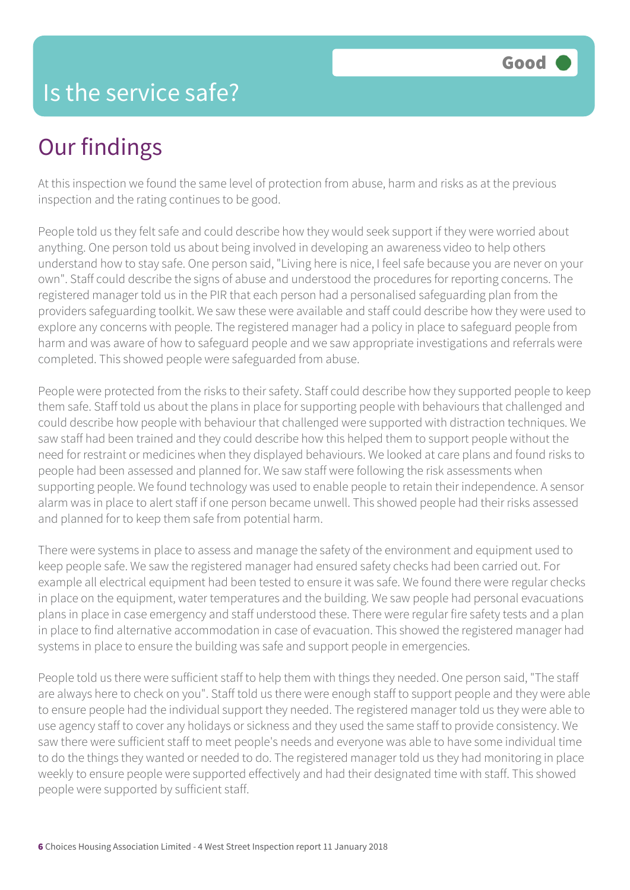# Is the service safe?

**Good**

## Our findings

At this inspection we found the same level of protection from abuse, harm and risks as at the previous inspection and the rating continues to be good.

People told us they felt safe and could describe how they would seek support if they were worried about anything. One person told us about being involved in developing an awareness video to help others understand how to stay safe. One person said, "Living here is nice, I feel safe because you are never on your own". Staff could describe the signs of abuse and understood the procedures for reporting concerns. The registered manager told us in the PIR that each person had a personalised safeguarding plan from the providers safeguarding toolkit. We saw these were available and staff could describe how they were used to explore any concerns with people. The registered manager had a policy in place to safeguard people from harm and was aware of how to safeguard people and we saw appropriate investigations and referrals were completed. This showed people were safeguarded from abuse.

People were protected from the risks to their safety. Staff could describe how they supported people to keep them safe. Staff told us about the plans in place for supporting people with behaviours that challenged and could describe how people with behaviour that challenged were supported with distraction techniques. We saw staff had been trained and they could describe how this helped them to support people without the need for restraint or medicines when they displayed behaviours. We looked at care plans and found risks to people had been assessed and planned for. We saw staff were following the risk assessments when supporting people. We found technology was used to enable people to retain their independence. A sensor alarm was in place to alert staff if one person became unwell. This showed people had their risks assessed and planned for to keep them safe from potential harm.

There were systems in place to assess and manage the safety of the environment and equipment used to keep people safe. We saw the registered manager had ensured safety checks had been carried out. For example all electrical equipment had been tested to ensure it was safe. We found there were regular checks in place on the equipment, water temperatures and the building. We saw people had personal evacuations plans in place in case emergency and staff understood these. There were regular fire safety tests and a plan in place to find alternative accommodation in case of evacuation. This showed the registered manager had systems in place to ensure the building was safe and support people in emergencies.

People told us there were sufficient staff to help them with things they needed. One person said, "The staff are always here to check on you". Staff told us there were enough staff to support people and they were able to ensure people had the individual support they needed. The registered manager told us they were able to use agency staff to cover any holidays or sickness and they used the same staff to provide consistency. We saw there were sufficient staff to meet people's needs and everyone was able to have some individual time to do the things they wanted or needed to do. The registered manager told us they had monitoring in place weekly to ensure people were supported effectively and had their designated time with staff. This showed people were supported by sufficient staff.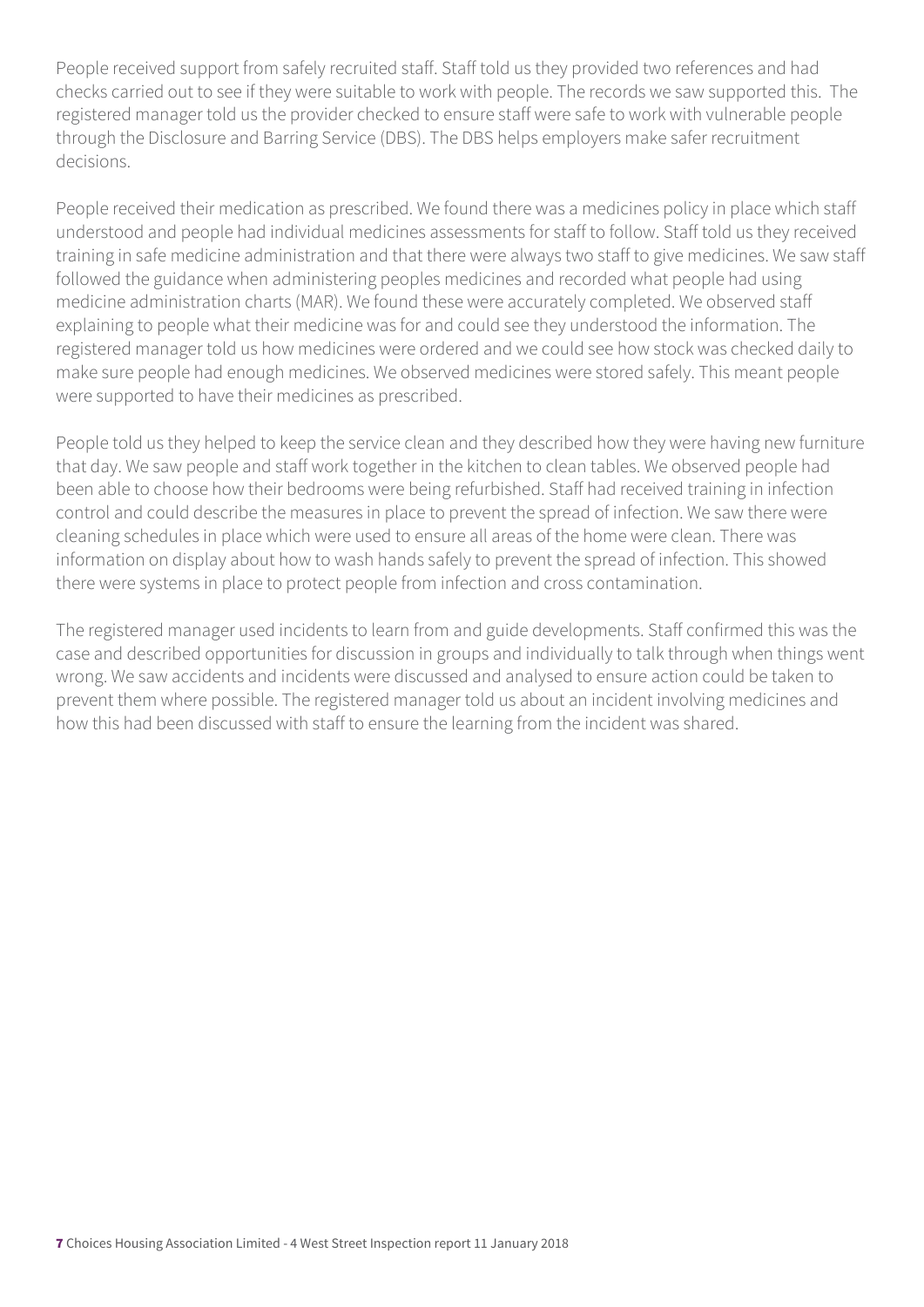People received support from safely recruited staff. Staff told us they provided two references and had checks carried out to see if they were suitable to work with people. The records we saw supported this. The registered manager told us the provider checked to ensure staff were safe to work with vulnerable people through the Disclosure and Barring Service (DBS). The DBS helps employers make safer recruitment decisions.

People received their medication as prescribed. We found there was a medicines policy in place which staff understood and people had individual medicines assessments for staff to follow. Staff told us they received training in safe medicine administration and that there were always two staff to give medicines. We saw staff followed the guidance when administering peoples medicines and recorded what people had using medicine administration charts (MAR). We found these were accurately completed. We observed staff explaining to people what their medicine was for and could see they understood the information. The registered manager told us how medicines were ordered and we could see how stock was checked daily to make sure people had enough medicines. We observed medicines were stored safely. This meant people were supported to have their medicines as prescribed.

People told us they helped to keep the service clean and they described how they were having new furniture that day. We saw people and staff work together in the kitchen to clean tables. We observed people had been able to choose how their bedrooms were being refurbished. Staff had received training in infection control and could describe the measures in place to prevent the spread of infection. We saw there were cleaning schedules in place which were used to ensure all areas of the home were clean. There was information on display about how to wash hands safely to prevent the spread of infection. This showed there were systems in place to protect people from infection and cross contamination.

The registered manager used incidents to learn from and guide developments. Staff confirmed this was the case and described opportunities for discussion in groups and individually to talk through when things went wrong. We saw accidents and incidents were discussed and analysed to ensure action could be taken to prevent them where possible. The registered manager told us about an incident involving medicines and how this had been discussed with staff to ensure the learning from the incident was shared.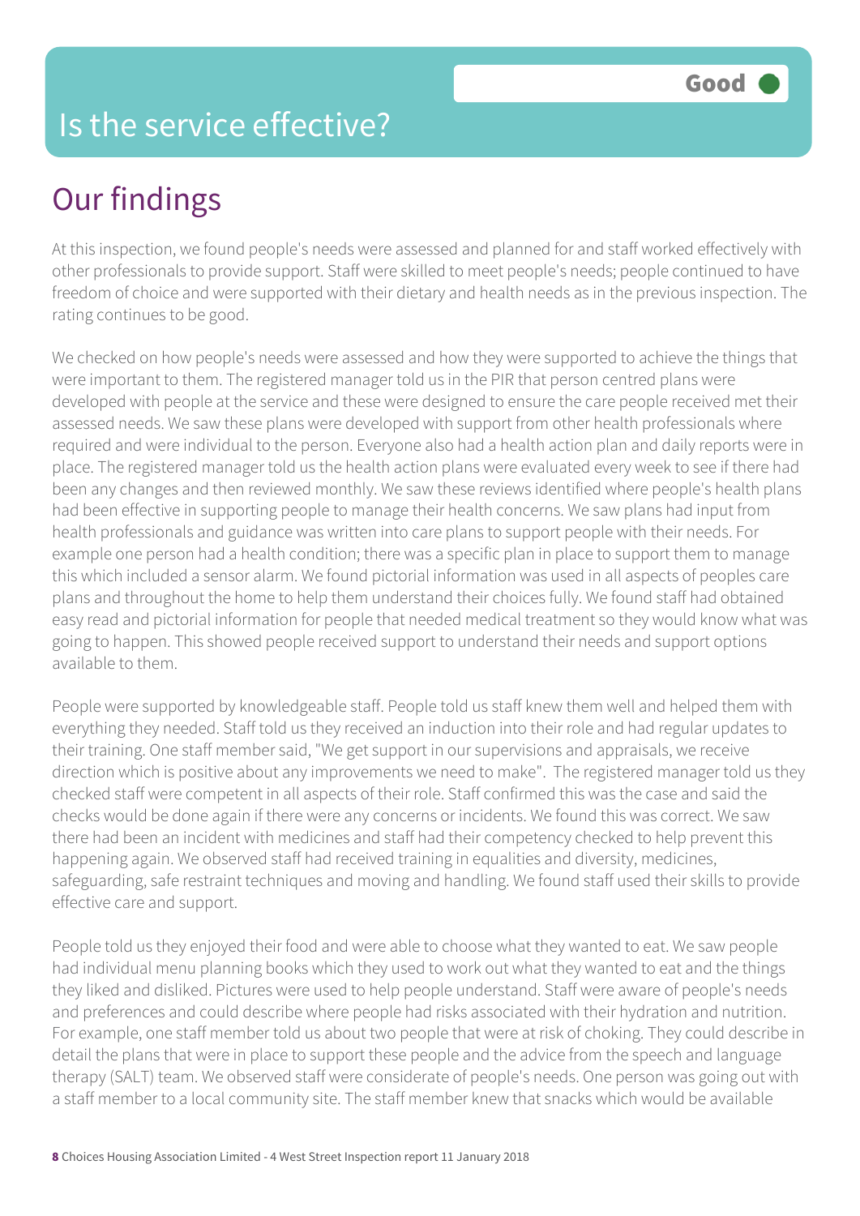# Is the service effective?

Good

## Our findings

At this inspection, we found people's needs were assessed and planned for and staff worked effectively with other professionals to provide support. Staff were skilled to meet people's needs; people continued to have freedom of choice and were supported with their dietary and health needs as in the previous inspection. The rating continues to be good.

We checked on how people's needs were assessed and how they were supported to achieve the things that were important to them. The registered manager told us in the PIR that person centred plans were developed with people at the service and these were designed to ensure the care people received met their assessed needs. We saw these plans were developed with support from other health professionals where required and were individual to the person. Everyone also had a health action plan and daily reports were in place. The registered manager told us the health action plans were evaluated every week to see if there had been any changes and then reviewed monthly. We saw these reviews identified where people's health plans had been effective in supporting people to manage their health concerns. We saw plans had input from health professionals and guidance was written into care plans to support people with their needs. For example one person had a health condition; there was a specific plan in place to support them to manage this which included a sensor alarm. We found pictorial information was used in all aspects of peoples care plans and throughout the home to help them understand their choices fully. We found staff had obtained easy read and pictorial information for people that needed medical treatment so they would know what was going to happen. This showed people received support to understand their needs and support options available to them.

People were supported by knowledgeable staff. People told us staff knew them well and helped them with everything they needed. Staff told us they received an induction into their role and had regular updates to their training. One staff member said, "We get support in our supervisions and appraisals, we receive direction which is positive about any improvements we need to make". The registered manager told us they checked staff were competent in all aspects of their role. Staff confirmed this was the case and said the checks would be done again if there were any concerns or incidents. We found this was correct. We saw there had been an incident with medicines and staff had their competency checked to help prevent this happening again. We observed staff had received training in equalities and diversity, medicines, safeguarding, safe restraint techniques and moving and handling. We found staff used their skills to provide effective care and support.

People told us they enjoyed their food and were able to choose what they wanted to eat. We saw people had individual menu planning books which they used to work out what they wanted to eat and the things they liked and disliked. Pictures were used to help people understand. Staff were aware of people's needs and preferences and could describe where people had risks associated with their hydration and nutrition. For example, one staff member told us about two people that were at risk of choking. They could describe in detail the plans that were in place to support these people and the advice from the speech and language therapy (SALT) team. We observed staff were considerate of people's needs. One person was going out with a staff member to a local community site. The staff member knew that snacks which would be available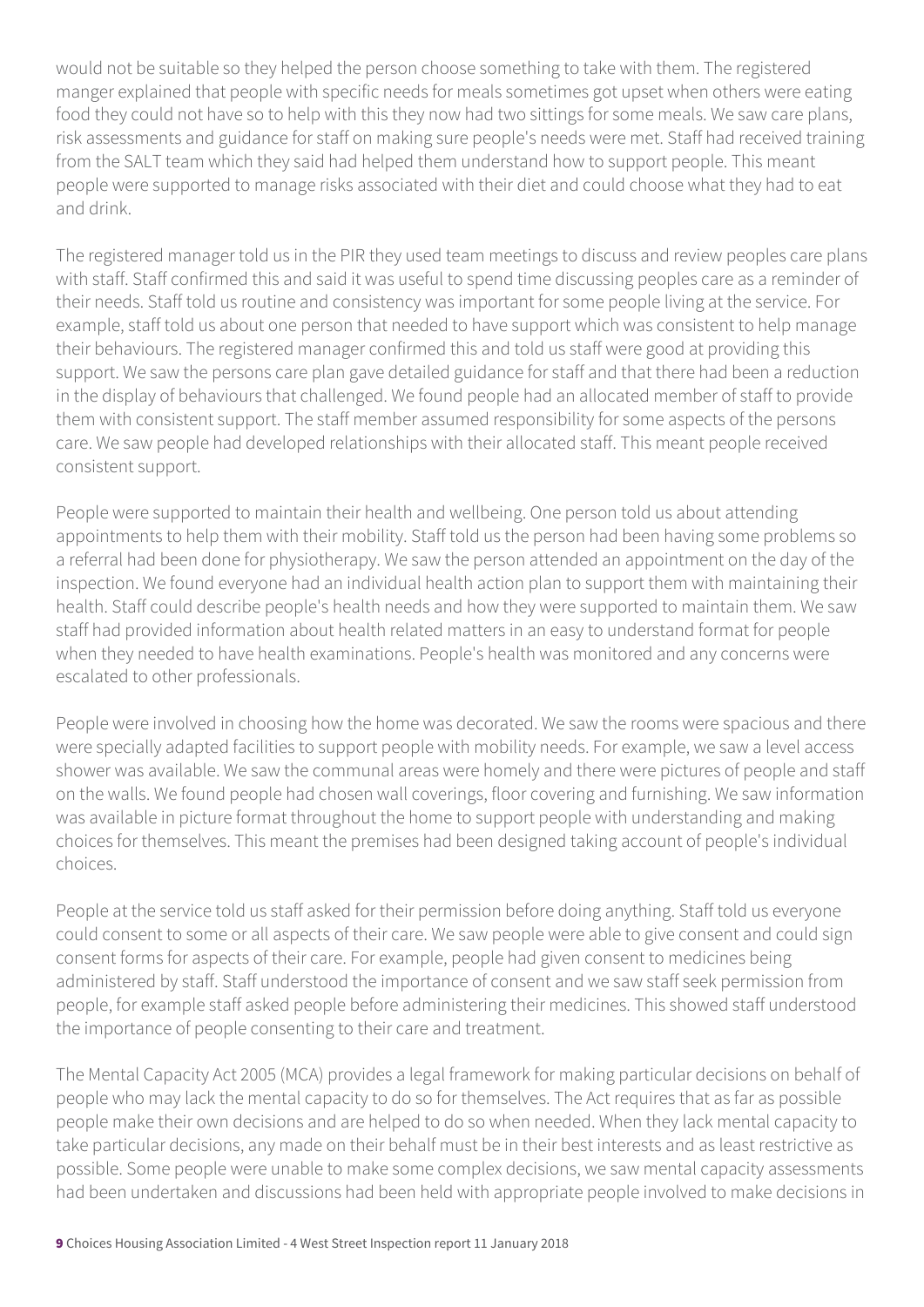would not be suitable so they helped the person choose something to take with them. The registered manger explained that people with specific needs for meals sometimes got upset when others were eating food they could not have so to help with this they now had two sittings for some meals. We saw care plans, risk assessments and guidance for staff on making sure people's needs were met. Staff had received training from the SALT team which they said had helped them understand how to support people. This meant people were supported to manage risks associated with their diet and could choose what they had to eat and drink.

The registered manager told us in the PIR they used team meetings to discuss and review peoples care plans with staff. Staff confirmed this and said it was useful to spend time discussing peoples care as a reminder of their needs. Staff told us routine and consistency was important for some people living at the service. For example, staff told us about one person that needed to have support which was consistent to help manage their behaviours. The registered manager confirmed this and told us staff were good at providing this support. We saw the persons care plan gave detailed guidance for staff and that there had been a reduction in the display of behaviours that challenged. We found people had an allocated member of staff to provide them with consistent support. The staff member assumed responsibility for some aspects of the persons care. We saw people had developed relationships with their allocated staff. This meant people received consistent support.

People were supported to maintain their health and wellbeing. One person told us about attending appointments to help them with their mobility. Staff told us the person had been having some problems so a referral had been done for physiotherapy. We saw the person attended an appointment on the day of the inspection. We found everyone had an individual health action plan to support them with maintaining their health. Staff could describe people's health needs and how they were supported to maintain them. We saw staff had provided information about health related matters in an easy to understand format for people when they needed to have health examinations. People's health was monitored and any concerns were escalated to other professionals.

People were involved in choosing how the home was decorated. We saw the rooms were spacious and there were specially adapted facilities to support people with mobility needs. For example, we saw a level access shower was available. We saw the communal areas were homely and there were pictures of people and staff on the walls. We found people had chosen wall coverings, floor covering and furnishing. We saw information was available in picture format throughout the home to support people with understanding and making choices for themselves. This meant the premises had been designed taking account of people's individual choices.

People at the service told us staff asked for their permission before doing anything. Staff told us everyone could consent to some or all aspects of their care. We saw people were able to give consent and could sign consent forms for aspects of their care. For example, people had given consent to medicines being administered by staff. Staff understood the importance of consent and we saw staff seek permission from people, for example staff asked people before administering their medicines. This showed staff understood the importance of people consenting to their care and treatment.

The Mental Capacity Act 2005 (MCA) provides a legal framework for making particular decisions on behalf of people who may lack the mental capacity to do so for themselves. The Act requires that as far as possible people make their own decisions and are helped to do so when needed. When they lack mental capacity to take particular decisions, any made on their behalf must be in their best interests and as least restrictive as possible. Some people were unable to make some complex decisions, we saw mental capacity assessments had been undertaken and discussions had been held with appropriate people involved to make decisions in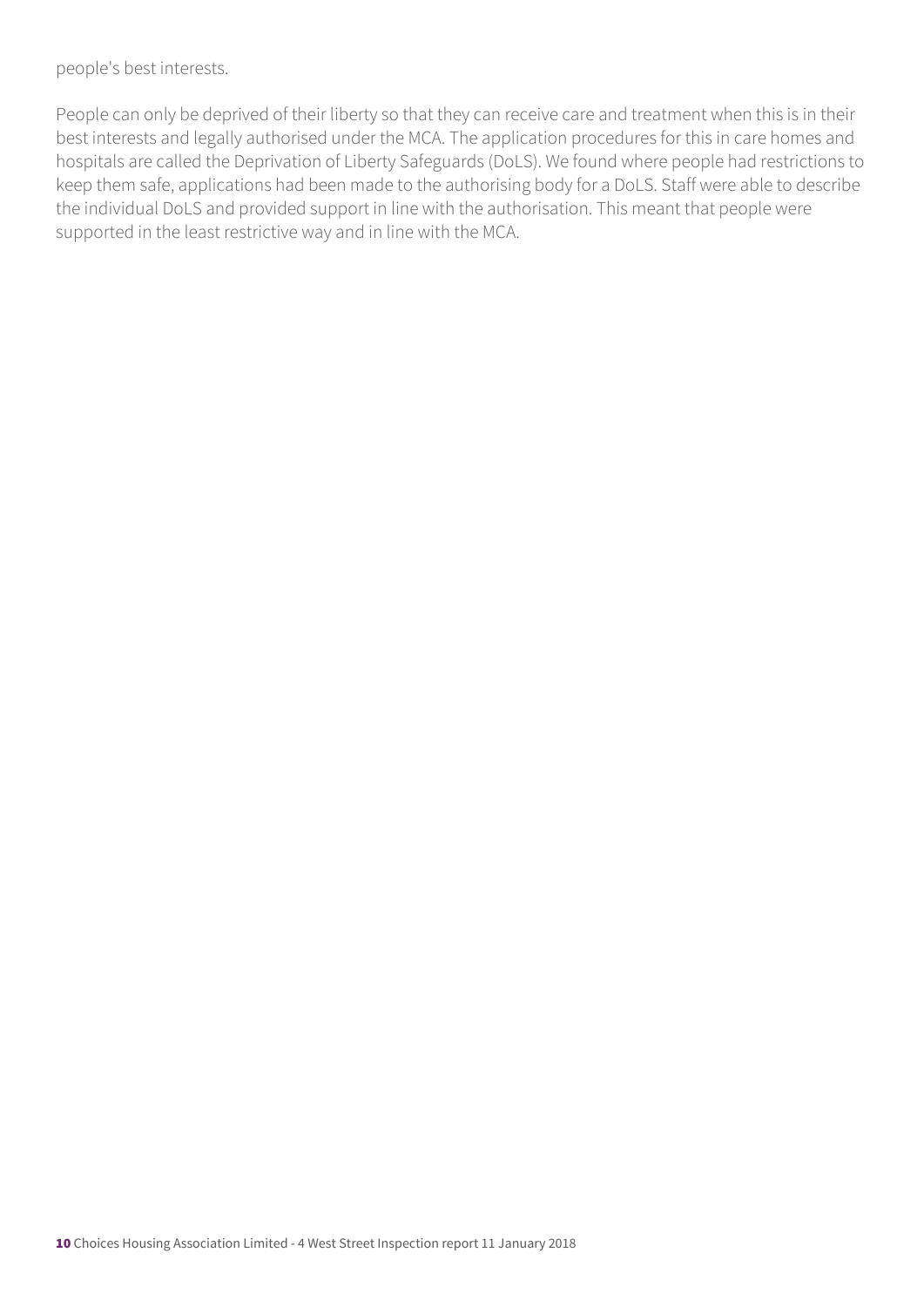people's best interests.

People can only be deprived of their liberty so that they can receive care and treatment when this is in their best interests and legally authorised under the MCA. The application procedures for this in care homes and hospitals are called the Deprivation of Liberty Safeguards (DoLS). We found where people had restrictions to keep them safe, applications had been made to the authorising body for a DoLS. Staff were able to describe the individual DoLS and provided support in line with the authorisation. This meant that people were supported in the least restrictive way and in line with the MCA.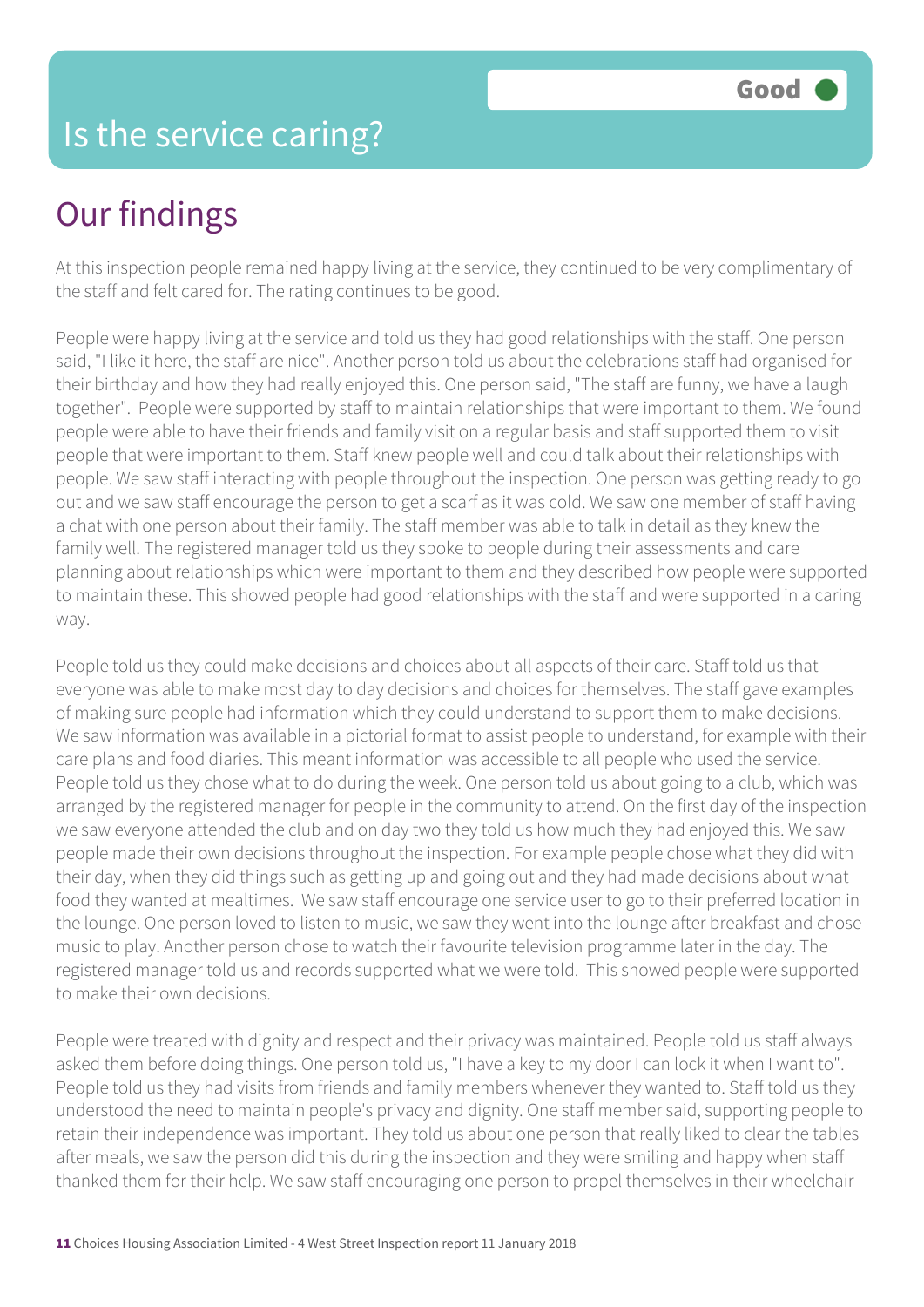# Is the service caring?

**Good**

## Our findings

At this inspection people remained happy living at the service, they continued to be very complimentary of the staff and felt cared for. The rating continues to be good.

People were happy living at the service and told us they had good relationships with the staff. One person said, "I like it here, the staff are nice". Another person told us about the celebrations staff had organised for their birthday and how they had really enjoyed this. One person said, "The staff are funny, we have a laugh together". People were supported by staff to maintain relationships that were important to them. We found people were able to have their friends and family visit on a regular basis and staff supported them to visit people that were important to them. Staff knew people well and could talk about their relationships with people. We saw staff interacting with people throughout the inspection. One person was getting ready to go out and we saw staff encourage the person to get a scarf as it was cold. We saw one member of staff having a chat with one person about their family. The staff member was able to talk in detail as they knew the family well. The registered manager told us they spoke to people during their assessments and care planning about relationships which were important to them and they described how people were supported to maintain these. This showed people had good relationships with the staff and were supported in a caring way.

People told us they could make decisions and choices about all aspects of their care. Staff told us that everyone was able to make most day to day decisions and choices for themselves. The staff gave examples of making sure people had information which they could understand to support them to make decisions. We saw information was available in a pictorial format to assist people to understand, for example with their care plans and food diaries. This meant information was accessible to all people who used the service. People told us they chose what to do during the week. One person told us about going to a club, which was arranged by the registered manager for people in the community to attend. On the first day of the inspection we saw everyone attended the club and on day two they told us how much they had enjoyed this. We saw people made their own decisions throughout the inspection. For example people chose what they did with their day, when they did things such as getting up and going out and they had made decisions about what food they wanted at mealtimes. We saw staff encourage one service user to go to their preferred location in the lounge. One person loved to listen to music, we saw they went into the lounge after breakfast and chose music to play. Another person chose to watch their favourite television programme later in the day. The registered manager told us and records supported what we were told. This showed people were supported to make their own decisions.

People were treated with dignity and respect and their privacy was maintained. People told us staff always asked them before doing things. One person told us, "I have a key to my door I can lock it when I want to". People told us they had visits from friends and family members whenever they wanted to. Staff told us they understood the need to maintain people's privacy and dignity. One staff member said, supporting people to retain their independence was important. They told us about one person that really liked to clear the tables after meals, we saw the person did this during the inspection and they were smiling and happy when staff thanked them for their help. We saw staff encouraging one person to propel themselves in their wheelchair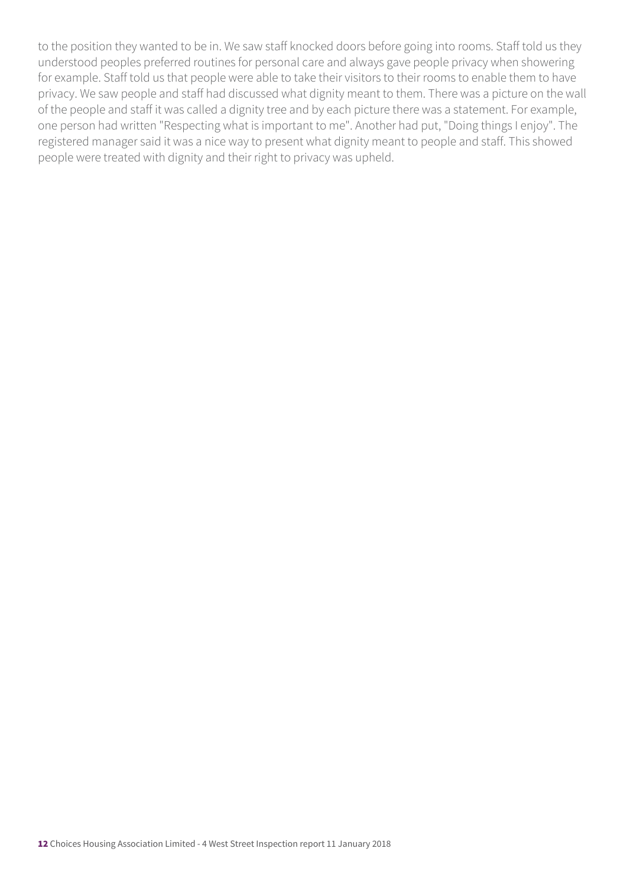to the position they wanted to be in. We saw staff knocked doors before going into rooms. Staff told us they understood peoples preferred routines for personal care and always gave people privacy when showering for example. Staff told us that people were able to take their visitors to their rooms to enable them to have privacy. We saw people and staff had discussed what dignity meant to them. There was a picture on the wall of the people and staff it was called a dignity tree and by each picture there was a statement. For example, one person had written "Respecting what is important to me". Another had put, "Doing things I enjoy". The registered manager said it was a nice way to present what dignity meant to people and staff. This showed people were treated with dignity and their right to privacy was upheld.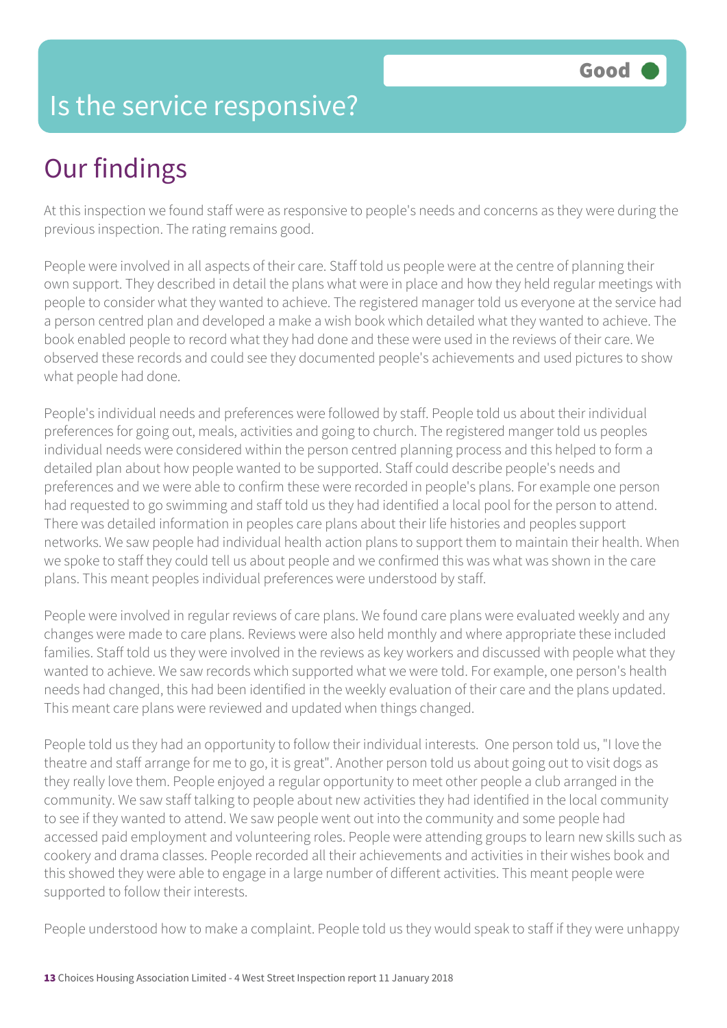# Is the service responsive?

Good

## Our findings

At this inspection we found staff were as responsive to people's needs and concerns as they were during the previous inspection. The rating remains good.

People were involved in all aspects of their care. Staff told us people were at the centre of planning their own support. They described in detail the plans what were in place and how they held regular meetings with people to consider what they wanted to achieve. The registered manager told us everyone at the service had a person centred plan and developed a make a wish book which detailed what they wanted to achieve. The book enabled people to record what they had done and these were used in the reviews of their care. We observed these records and could see they documented people's achievements and used pictures to show what people had done.

People's individual needs and preferences were followed by staff. People told us about their individual preferences for going out, meals, activities and going to church. The registered manger told us peoples individual needs were considered within the person centred planning process and this helped to form a detailed plan about how people wanted to be supported. Staff could describe people's needs and preferences and we were able to confirm these were recorded in people's plans. For example one person had requested to go swimming and staff told us they had identified a local pool for the person to attend. There was detailed information in peoples care plans about their life histories and peoples support networks. We saw people had individual health action plans to support them to maintain their health. When we spoke to staff they could tell us about people and we confirmed this was what was shown in the care plans. This meant peoples individual preferences were understood by staff.

People were involved in regular reviews of care plans. We found care plans were evaluated weekly and any changes were made to care plans. Reviews were also held monthly and where appropriate these included families. Staff told us they were involved in the reviews as key workers and discussed with people what they wanted to achieve. We saw records which supported what we were told. For example, one person's health needs had changed, this had been identified in the weekly evaluation of their care and the plans updated. This meant care plans were reviewed and updated when things changed.

People told us they had an opportunity to follow their individual interests. One person told us, "I love the theatre and staff arrange for me to go, it is great". Another person told us about going out to visit dogs as they really love them. People enjoyed a regular opportunity to meet other people a club arranged in the community. We saw staff talking to people about new activities they had identified in the local community to see if they wanted to attend. We saw people went out into the community and some people had accessed paid employment and volunteering roles. People were attending groups to learn new skills such as cookery and drama classes. People recorded all their achievements and activities in their wishes book and this showed they were able to engage in a large number of different activities. This meant people were supported to follow their interests.

People understood how to make a complaint. People told us they would speak to staff if they were unhappy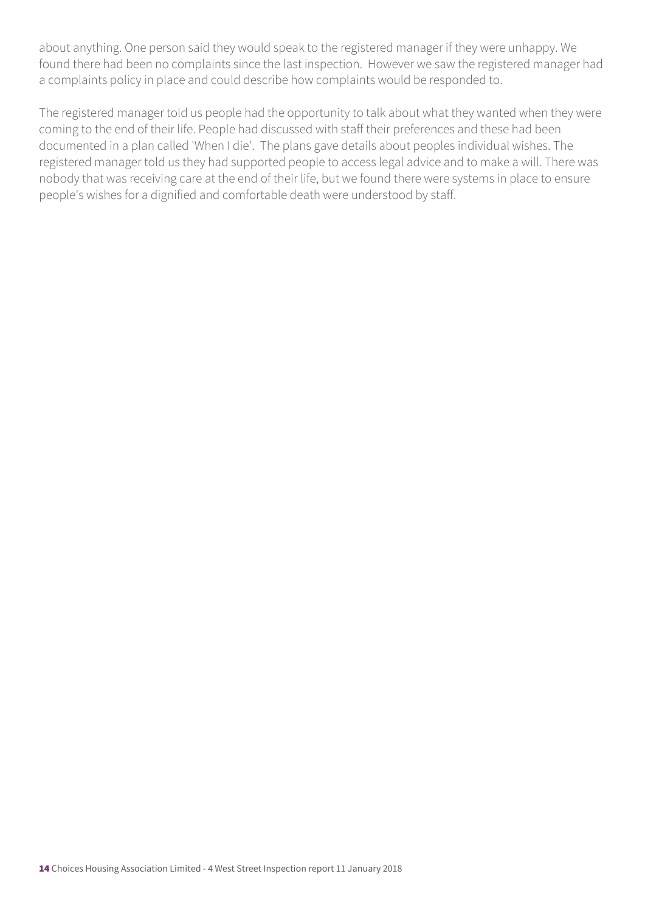about anything. One person said they would speak to the registered manager if they were unhappy. We found there had been no complaints since the last inspection.  However we saw the registered manager had a complaints policy in place and could describe how complaints would be responded to.

The registered manager told us people had the opportunity to talk about what they wanted when they were coming to the end of their life. People had discussed with staff their preferences and these had been documented in a plan called 'When I die'.  The plans gave details about peoples individual wishes. The registered manager told us they had supported people to access legal advice and to make a will. There was nobody that was receiving care at the end of their life, but we found there were systems in place to ensure people's wishes for a dignified and comfortable death were understood by staff.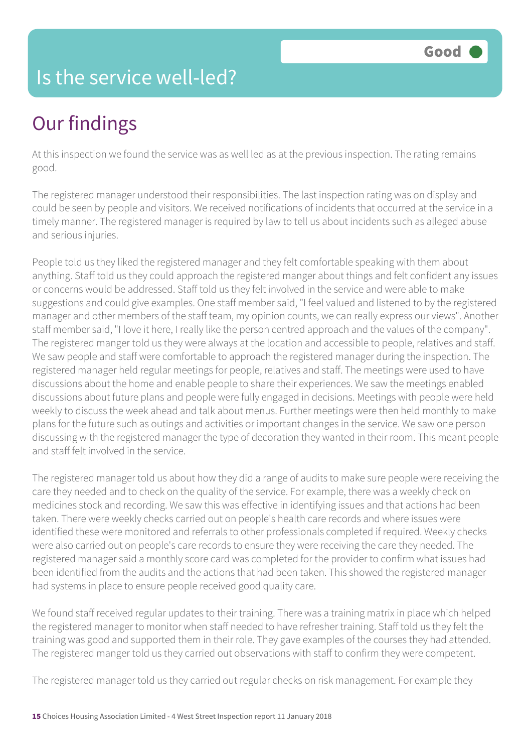# Is the service well-led?

**Good**

## Our findings

At this inspection we found the service was as well led as at the previous inspection. The rating remains good.

The registered manager understood their responsibilities. The last inspection rating was on display and could be seen by people and visitors. We received notifications of incidents that occurred at the service in a timely manner. The registered manager is required by law to tell us about incidents such as alleged abuse and serious injuries.

People told us they liked the registered manager and they felt comfortable speaking with them about anything. Staff told us they could approach the registered manger about things and felt confident any issues or concerns would be addressed. Staff told us they felt involved in the service and were able to make suggestions and could give examples. One staff member said, "I feel valued and listened to by the registered manager and other members of the staff team, my opinion counts, we can really express our views". Another staff member said, "I love it here, I really like the person centred approach and the values of the company". The registered manger told us they were always at the location and accessible to people, relatives and staff. We saw people and staff were comfortable to approach the registered manager during the inspection. The registered manager held regular meetings for people, relatives and staff. The meetings were used to have discussions about the home and enable people to share their experiences. We saw the meetings enabled discussions about future plans and people were fully engaged in decisions. Meetings with people were held weekly to discuss the week ahead and talk about menus. Further meetings were then held monthly to make plans for the future such as outings and activities or important changes in the service. We saw one person discussing with the registered manager the type of decoration they wanted in their room. This meant people and staff felt involved in the service.

The registered manager told us about how they did a range of audits to make sure people were receiving the care they needed and to check on the quality of the service. For example, there was a weekly check on medicines stock and recording. We saw this was effective in identifying issues and that actions had been taken. There were weekly checks carried out on people's health care records and where issues were identified these were monitored and referrals to other professionals completed if required. Weekly checks were also carried out on people's care records to ensure they were receiving the care they needed. The registered manager said a monthly score card was completed for the provider to confirm what issues had been identified from the audits and the actions that had been taken. This showed the registered manager had systems in place to ensure people received good quality care.

We found staff received regular updates to their training. There was a training matrix in place which helped the registered manager to monitor when staff needed to have refresher training. Staff told us they felt the training was good and supported them in their role. They gave examples of the courses they had attended. The registered manger told us they carried out observations with staff to confirm they were competent.

The registered manager told us they carried out regular checks on risk management. For example they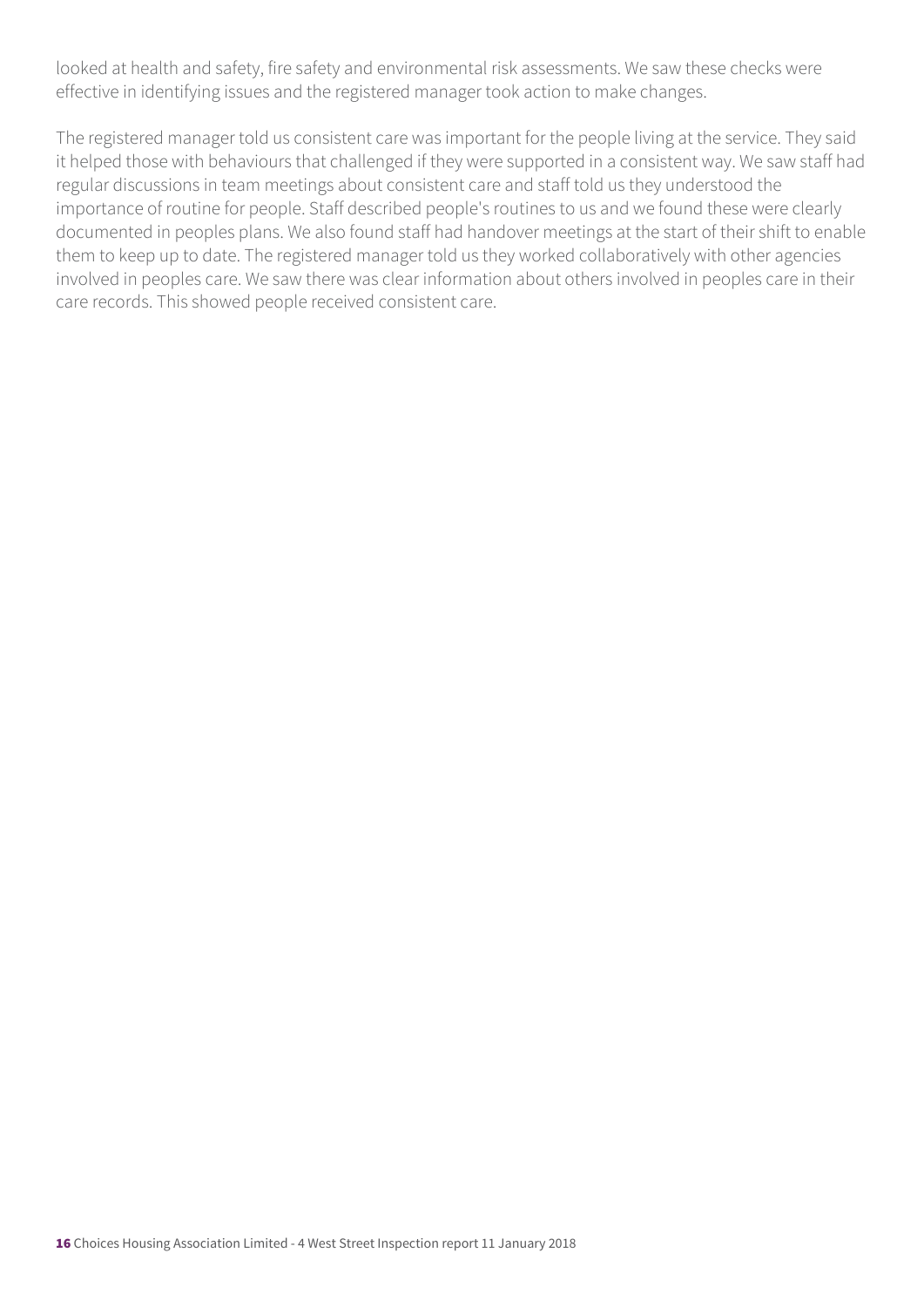looked at health and safety, fire safety and environmental risk assessments. We saw these checks were effective in identifying issues and the registered manager took action to make changes.

The registered manager told us consistent care was important for the people living at the service. They said it helped those with behaviours that challenged if they were supported in a consistent way. We saw staff had regular discussions in team meetings about consistent care and staff told us they understood the importance of routine for people. Staff described people's routines to us and we found these were clearly documented in peoples plans. We also found staff had handover meetings at the start of their shift to enable them to keep up to date. The registered manager told us they worked collaboratively with other agencies involved in peoples care. We saw there was clear information about others involved in peoples care in their care records. This showed people received consistent care.